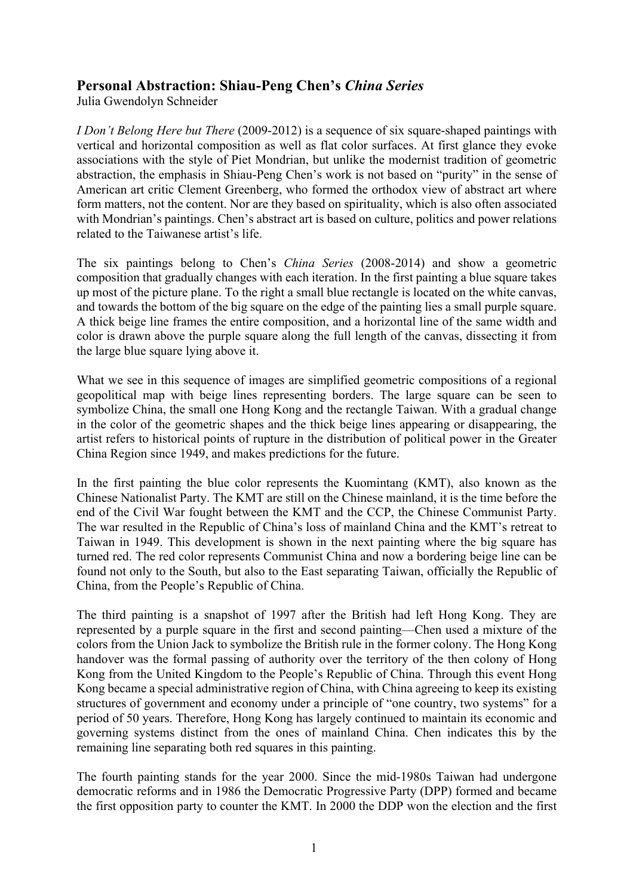# Personal Abstraction: Shiau-Peng Chen's *China Series*

Julia Gwendolyn Schneider

*I Don't Belong Here but There* (2009-2012) is a sequence of six square-shaped paintings with vertical and horizontal composition as well as flat color surfaces. At first glance they evoke associations with the style of Piet Mondrian, but unlike the modernist tradition of geometric abstraction, the emphasis in Shiau-Peng Chen's work is not based on "purity" in the sense of American art critic Clement Greenberg, who formed the orthodox view of abstract art where form matters, not the content. Nor are they based on spirituality, which is also often associated with Mondrian's paintings. Chen's abstract art is based on culture, politics and power relations related to the Taiwanese artist's life.

The six paintings belong to Chen's *China Series* (2008-2014) and show a geometric composition that gradually changes with each iteration. In the first painting a blue square takes up most of the picture plane. To the right a small blue rectangle is located on the white canvas, and towards the bottom of the big square on the edge of the painting lies a small purple square. A thick beige line frames the entire composition, and a horizontal line of the same width and color is drawn above the purple square along the full length of the canvas, dissecting it from the large blue square lying above it.

What we see in this sequence of images are simplified geometric compositions of a regional geopolitical map with beige lines representing borders. The large square can be seen to symbolize China, the small one Hong Kong and the rectangle Taiwan. With a gradual change in the color of the geometric shapes and the thick beige lines appearing or disappearing, the artist refers to historical points of rupture in the distribution of political power in the Greater China Region since 1949, and makes predictions for the future.

In the first painting the blue color represents the Kuomintang (KMT), also known as the Chinese Nationalist Party. The KMT are still on the Chinese mainland, it is the time before the end of the Civil War fought between the KMT and the CCP, the Chinese Communist Party. The war resulted in the Republic of China's loss of mainland China and the KMT's retreat to Taiwan in 1949. This development is shown in the next painting where the big square has turned red. The red color represents Communist China and now a bordering beige line can be found not only to the South, but also to the East separating Taiwan, officially the Republic of China, from the People's Republic of China.

The third painting is a snapshot of 1997 after the British had left Hong Kong. They are represented by a purple square in the first and second painting—Chen used a mixture of the colors from the Union Jack to symbolize the British rule in the former colony. The Hong Kong handover was the formal passing of authority over the territory of the then colony of Hong Kong from the United Kingdom to the People's Republic of China. Through this event Hong Kong became a special administrative region of China, with China agreeing to keep its existing structures of government and economy under a principle of "one country, two systems" for a period of 50 years. Therefore, Hong Kong has largely continued to maintain its economic and governing systems distinct from the ones of mainland China. Chen indicates this by the remaining line separating both red squares in this painting.

The fourth painting stands for the year 2000. Since the mid-1980s Taiwan had undergone democratic reforms and in 1986 the Democratic Progressive Party (DPP) formed and became the first opposition party to counter the KMT. In 2000 the DDP won the election and the first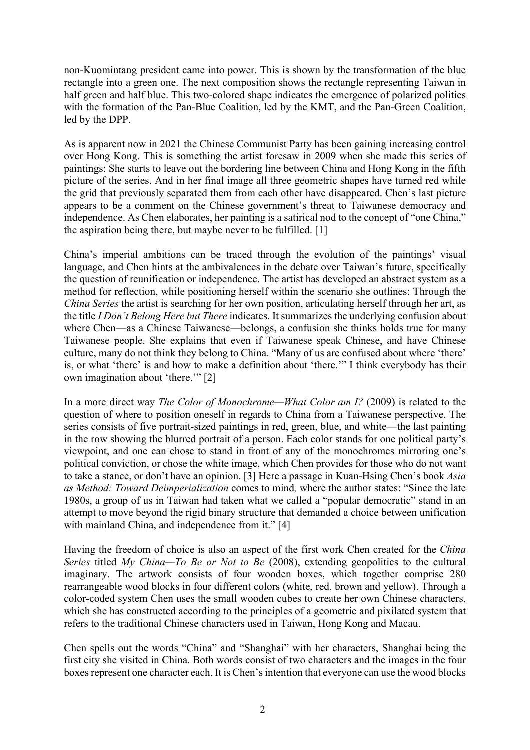non-Kuomintang president came into power. This is shown by the transformation of the blue rectangle into a green one. The next composition shows the rectangle representing Taiwan in half green and half blue. This two-colored shape indicates the emergence of polarized politics with the formation of the Pan-Blue Coalition, led by the KMT, and the Pan-Green Coalition, led by the DPP.

As is apparent now in 2021 the Chinese Communist Party has been gaining increasing control over Hong Kong. This is something the artist foresaw in 2009 when she made this series of paintings: She starts to leave out the bordering line between China and Hong Kong in the fifth picture of the series. And in her final image all three geometric shapes have turned red while the grid that previously separated them from each other have disappeared. Chen's last picture appears to be a comment on the Chinese government's threat to Taiwanese democracy and independence. As Chen elaborates, her painting is a satirical nod to the concept of "one China," the aspiration being there, but maybe never to be fulfilled. [1]

China's imperial ambitions can be traced through the evolution of the paintings' visual language, and Chen hints at the ambivalences in the debate over Taiwan's future, specifically the question of reunification or independence. The artist has developed an abstract system as a method for reflection, while positioning herself within the scenario she outlines: Through the *China Series* the artist is searching for her own position, articulating herself through her art, as the title *I Don't Belong Here but There* indicates. It summarizes the underlying confusion about where Chen—as a Chinese Taiwanese—belongs, a confusion she thinks holds true for many Taiwanese people. She explains that even if Taiwanese speak Chinese, and have Chinese culture, many do not think they belong to China. "Many of us are confused about where 'there' is, or what 'there' is and how to make a definition about 'there.'" I think everybody has their own imagination about 'there.'" [2]

In a more direct way *The Color of Monochrome—What Color am I?* (2009) is related to the question of where to position oneself in regards to China from a Taiwanese perspective. The series consists of five portrait-sized paintings in red, green, blue, and white—the last painting in the row showing the blurred portrait of a person. Each color stands for one political party's viewpoint, and one can chose to stand in front of any of the monochromes mirroring one's political conviction, or chose the white image, which Chen provides for those who do not want to take a stance, or don't have an opinion. [3] Here a passage in Kuan-Hsing Chen's book *Asia as Method: Toward Deimperialization* comes to mind, where the author states: "Since the late 1980s, a group of us in Taiwan had taken what we called a "popular democratic" stand in an attempt to move beyond the rigid binary structure that demanded a choice between unification with mainland China, and independence from it." [4]

Having the freedom of choice is also an aspect of the first work Chen created for the *China Series* titled *My China—To Be or Not to Be* (2008), extending geopolitics to the cultural imaginary. The artwork consists of four wooden boxes, which together comprise 280 rearrangeable wood blocks in four different colors (white, red, brown and yellow). Through a color-coded system Chen uses the small wooden cubes to create her own Chinese characters, which she has constructed according to the principles of a geometric and pixilated system that refers to the traditional Chinese characters used in Taiwan, Hong Kong and Macau.

Chen spells out the words "China" and "Shanghai" with her characters, Shanghai being the first city she visited in China. Both words consist of two characters and the images in the four boxes represent one character each. It is Chen's intention that everyone can use the wood blocks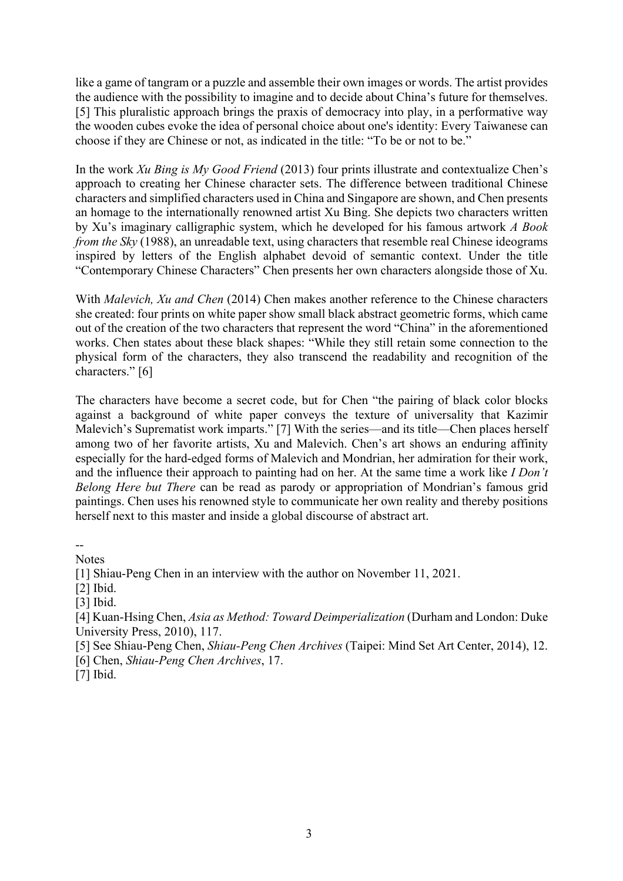like a game of tangram or a puzzle and assemble their own images or words. The artist provides the audience with the possibility to imagine and to decide about China's future for themselves. [5] This pluralistic approach brings the praxis of democracy into play, in a performative way the wooden cubes evoke the idea of personal choice about one's identity: Every Taiwanese can choose if they are Chinese or not, as indicated in the title: "To be or not to be."

In the work *Xu Bing is My Good Friend* (2013) four prints illustrate and contextualize Chen's approach to creating her Chinese character sets. The difference between traditional Chinese characters and simplified characters used in China and Singapore are shown, and Chen presents an homage to the internationally renowned artist Xu Bing. She depicts two characters written by Xu's imaginary calligraphic system, which he developed for his famous artwork *A Book from the Sky* (1988), an unreadable text, using characters that resemble real Chinese ideograms inspired by letters of the English alphabet devoid of semantic context. Under the title "Contemporary Chinese Characters" Chen presents her own characters alongside those of Xu.

With *Malevich, Xu and Chen* (2014) Chen makes another reference to the Chinese characters she created: four prints on white paper show small black abstract geometric forms, which came out of the creation of the two characters that represent the word "China" in the aforementioned works. Chen states about these black shapes: "While they still retain some connection to the physical form of the characters, they also transcend the readability and recognition of the characters." [6]

The characters have become a secret code, but for Chen "the pairing of black color blocks against a background of white paper conveys the texture of universality that Kazimir Malevich's Suprematist work imparts." [7] With the series—and its title—Chen places herself among two of her favorite artists, Xu and Malevich. Chen's art shows an enduring affinity especially for the hard-edged forms of Malevich and Mondrian, her admiration for their work, and the influence their approach to painting had on her. At the same time a work like *I Don't Belong Here but There* can be read as parody or appropriation of Mondrian's famous grid paintings. Chen uses his renowned style to communicate her own reality and thereby positions herself next to this master and inside a global discourse of abstract art.

--

Notes

[1] Shiau-Peng Chen in an interview with the author on November 11, 2021.

[2] Ibid.

[3] Ibid.

[4] Kuan-Hsing Chen, *Asia as Method: Toward Deimperialization* (Durham and London: Duke University Press, 2010), 117.

[5] See Shiau-Peng Chen, *Shiau-Peng Chen Archives* (Taipei: Mind Set Art Center, 2014), 12.

[6] Chen, *Shiau-Peng Chen Archives*, 17.

[7] Ibid.